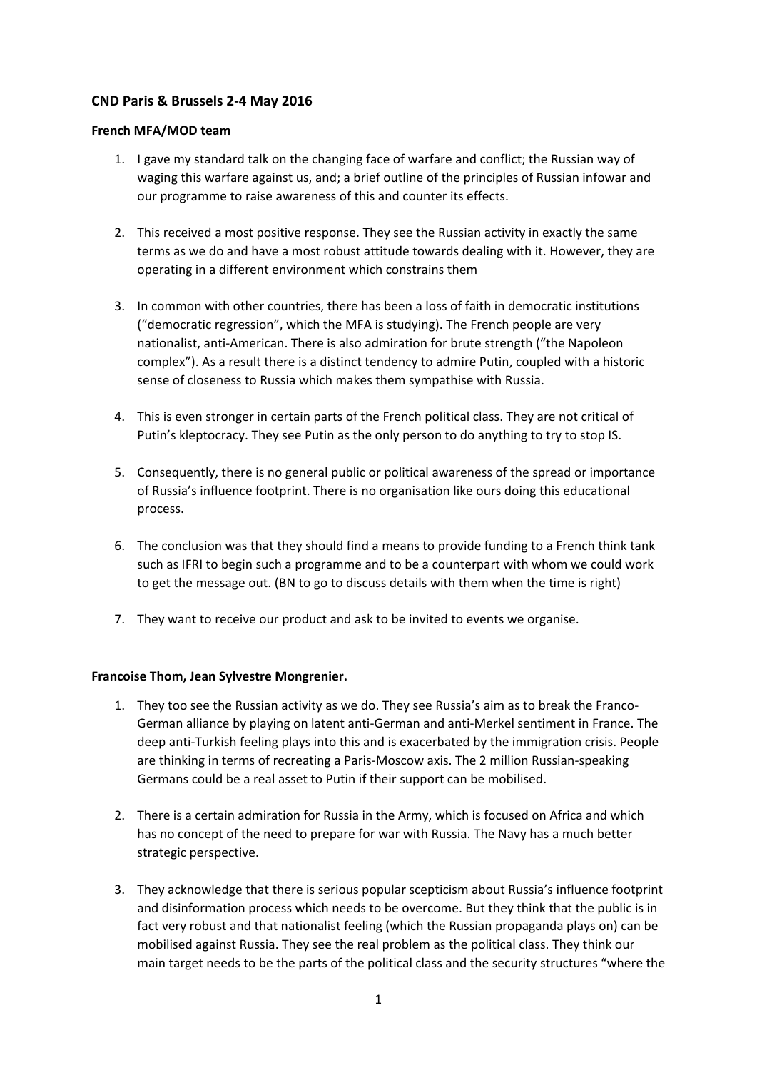**CND Paris & Brussels 2-4 May 2016**

**French MFA/MOD team**

1. I gave my standard talk on the changing face of warfare and conflict; the Russian way of waging this warfare against us, and; a brief outline of the principles of Russian infowar and our programme to raise awareness of this and counter its effects.

2. This received a most positive response. They see the Russian activity in exactly the same terms as we do and have a most robust attitude towards dealing with it. However, they are operating in a different environment which constrains them

3. In common with other countries, there has been a loss of faith in democratic institutions ("democratic regression", which the MFA is studying). The French people are very nationalist, anti-American. There is also admiration for brute strength ("the Napoleon complex"). As a result there is a distinct tendency to admire Putin, coupled with a historic sense of closeness to Russia which makes them sympathise with Russia.

4. This is even stronger in certain parts of the French political class. They are not critical of Putin's kleptocracy. They see Putin as the only person to do anything to try to stop IS.

5. Consequently, there is no general public or political awareness of the spread or importance of Russia's influence footprint. There is no organisation like ours doing this educational process.

6. The conclusion was that they should find a means to provide funding to a French think tank such as IFRI to begin such a programme and to be a counterpart with whom we could work to get the message out. (BN to go to discuss details with them when the time is right)

7. They want to receive our product and ask to be invited to events we organise.

**Francoise Thom, Jean Sylvestre Mongrenier.**

1. They too see the Russian activity as we do. They see Russia's aim as to break the Franco-German alliance by playing on latent anti-German and anti-Merkel sentiment in France. The deep anti-Turkish feeling plays into this and is exacerbated by the immigration crisis. People are thinking in terms of recreating a Paris-Moscow axis. The 2 million Russian-speaking Germans could be a real asset to Putin if their support can be mobilised.

2. There is a certain admiration for Russia in the Army, which is focused on Africa and which has no concept of the need to prepare for war with Russia. The Navy has a much better strategic perspective.

3. They acknowledge that there is serious popular scepticism about Russia's influence footprint and disinformation process which needs to be overcome. But they think that the public is in fact very robust and that nationalist feeling (which the Russian propaganda plays on) can be mobilised against Russia. They see the real problem as the political class. They think our main target needs to be the parts of the political class and the security structures "where the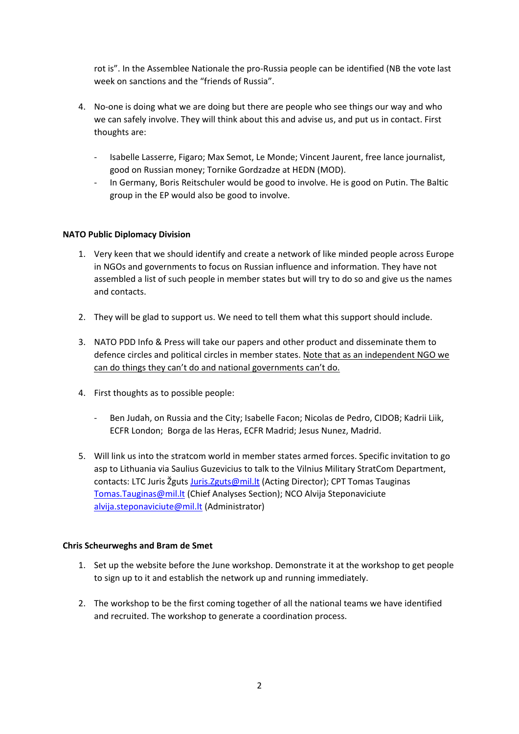rot is". In the Assemblee Nationale the pro-Russia people can be identified (NB the vote last week on sanctions and the "friends of Russia".

4. No-one is doing what we are doing but there are people who see things our way and who we can safely involve. They will think about this and advise us, and put us in contact. First thoughts are:

    - Isabelle Lasserre, Figaro; Max Semot, Le Monde; Vincent Jaurent, free lance journalist, good on Russian money; Tornike Gordzadze at HEDN (MOD).
    - In Germany, Boris Reitschuler would be good to involve. He is good on Putin. The Baltic group in the EP would also be good to involve.

**NATO Public Diplomacy Division**

1. Very keen that we should identify and create a network of like minded people across Europe in NGOs and governments to focus on Russian influence and information. They have not assembled a list of such people in member states but will try to do so and give us the names and contacts.

2. They will be glad to support us. We need to tell them what this support should include.

3. NATO PDD Info & Press will take our papers and other product and disseminate them to defence circles and political circles in member states. <u>Note that as an independent NGO we can do things they can't do and national governments can't do.</u>

4. First thoughts as to possible people:

    - Ben Judah, on Russia and the City; Isabelle Facon; Nicolas de Pedro, CIDOB; Kadrii Liik, ECFR London; Borga de las Heras, ECFR Madrid; Jesus Nunez, Madrid.

5. Will link us into the stratcom world in member states armed forces. Specific invitation to go asp to Lithuania via Saulius Guzevicius to talk to the Vilnius Military StratCom Department, contacts: LTC Juris Žguts Juris.Zguts@mil.lt (Acting Director); CPT Tomas Tauginas Tomas.Tauginas@mil.lt (Chief Analyses Section); NCO Alvija Steponaviciute alvija.steponaviciute@mil.lt (Administrator)

**Chris Scheurweghs and Bram de Smet**

1. Set up the website before the June workshop. Demonstrate it at the workshop to get people to sign up to it and establish the network up and running immediately.

2. The workshop to be the first coming together of all the national teams we have identified and recruited. The workshop to generate a coordination process.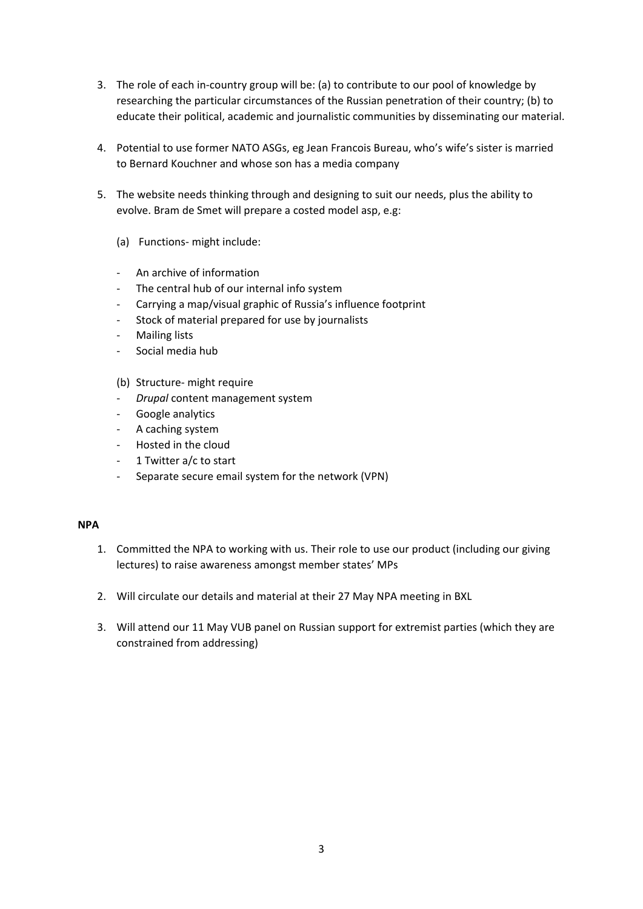3. The role of each in-country group will be: (a) to contribute to our pool of knowledge by researching the particular circumstances of the Russian penetration of their country; (b) to educate their political, academic and journalistic communities by disseminating our material.

4. Potential to use former NATO ASGs, eg Jean Francois Bureau, who's wife's sister is married to Bernard Kouchner and whose son has a media company

5. The website needs thinking through and designing to suit our needs, plus the ability to evolve. Bram de Smet will prepare a costed model asp, e.g:

   (a) Functions- might include:

   - An archive of information
   - The central hub of our internal info system
   - Carrying a map/visual graphic of Russia's influence footprint
   - Stock of material prepared for use by journalists
   - Mailing lists
   - Social media hub

   (b) Structure- might require
   - *Drupal* content management system
   - Google analytics
   - A caching system
   - Hosted in the cloud
   - 1 Twitter a/c to start
   - Separate secure email system for the network (VPN)

**NPA**

1. Committed the NPA to working with us. Their role to use our product (including our giving lectures) to raise awareness amongst member states' MPs

2. Will circulate our details and material at their 27 May NPA meeting in BXL

3. Will attend our 11 May VUB panel on Russian support for extremist parties (which they are constrained from addressing)